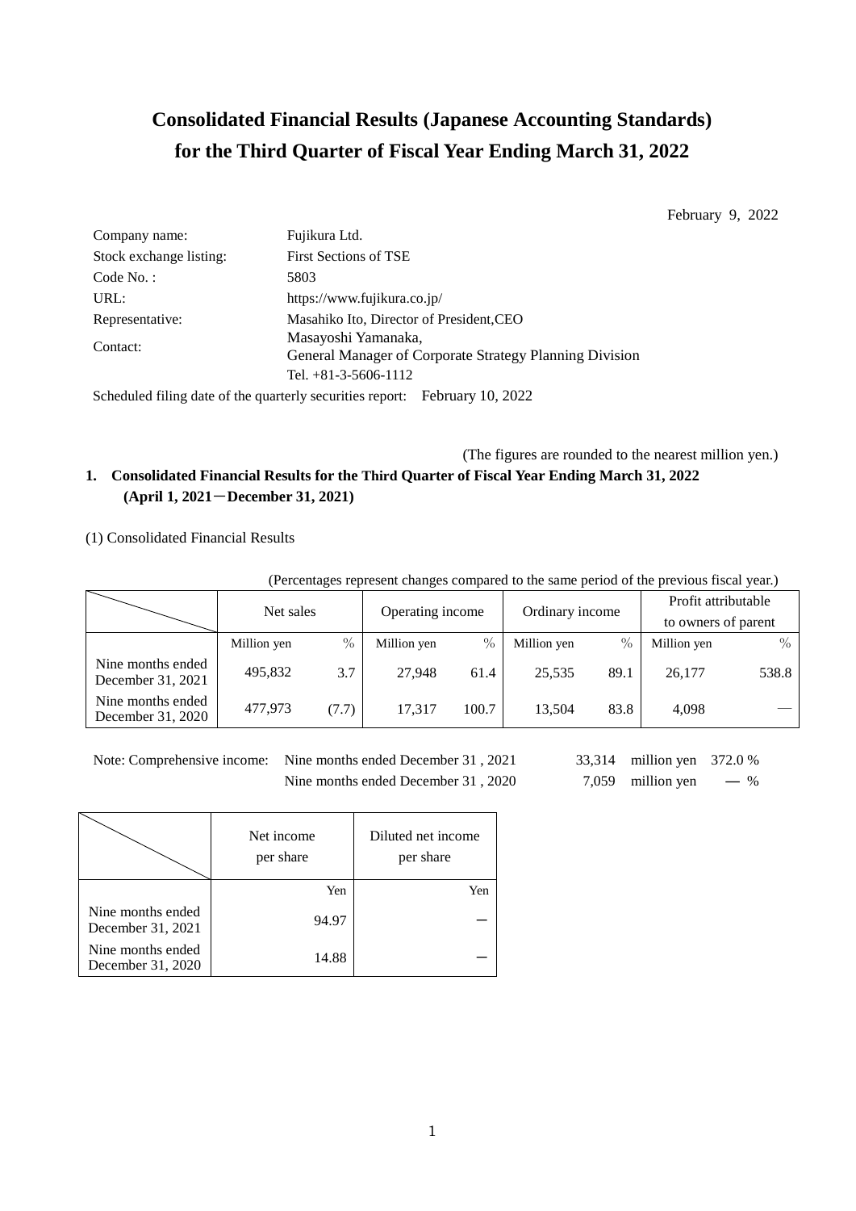# Consolidated Financial Results (Japanese Accounting Standards) for the Third Quarter of Fiscal Year Ending March 31, 2022

February 9, 2022

| | |
|---|---|
| Company name: | Fujikura Ltd. |
| Stock exchange listing: | First Sections of TSE |
| Code No. : | 5803 |
| URL: | https://www.fujikura.co.jp/ |
| Representative: | Masahiko Ito, Director of President,CEO |
| Contact: | Masayoshi Yamanaka, General Manager of Corporate Strategy Planning Division |
| | Tel. +81-3-5606-1112 |

Scheduled filing date of the quarterly securities report: February 10, 2022

(The figures are rounded to the nearest million yen.)

## 1. Consolidated Financial Results for the Third Quarter of Fiscal Year Ending March 31, 2022 (April 1, 2021－December 31, 2021)

(1) Consolidated Financial Results

(Percentages represent changes compared to the same period of the previous fiscal year.)

| | Net sales | | Operating income | | Ordinary income | | Profit attributable to owners of parent | |
|---|---|---|---|---|---|---|---|---|
| | Million yen | % | Million yen | % | Million yen | % | Million yen | % |
| Nine months ended December 31, 2021 | 495,832 | 3.7 | 27,948 | 61.4 | 25,535 | 89.1 | 26,177 | 538.8 |
| Nine months ended December 31, 2020 | 477,973 | (7.7) | 17,317 | 100.7 | 13,504 | 83.8 | 4,098 | — |

Note: Comprehensive income: Nine months ended December 31 , 2021 33,314 million yen 372.0 %
Nine months ended December 31 , 2020 7,059 million yen — %

| | Net income per share | Diluted net income per share |
|---|---|---|
| | Yen | Yen |
| Nine months ended December 31, 2021 | 94.97 | － |
| Nine months ended December 31, 2020 | 14.88 | － |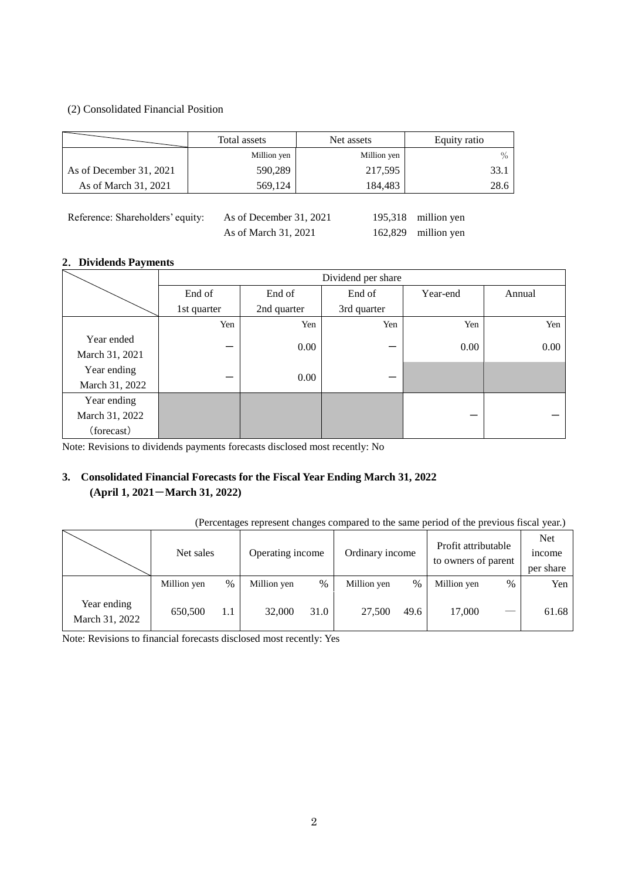(2) Consolidated Financial Position

| | Total assets | Net assets | Equity ratio |
|---|---|---|---|
| | Million yen | Million yen | % |
| As of December 31, 2021 | 590,289 | 217,595 | 33.1 |
| As of March 31, 2021 | 569,124 | 184,483 | 28.6 |

Reference: Shareholders' equity: As of December 31, 2021 195,318 million yen
As of March 31, 2021 162,829 million yen

## 2. Dividends Payments

| | Dividend per share | | | | |
|---|---|---|---|---|---|
| | End of 1st quarter | End of 2nd quarter | End of 3rd quarter | Year-end | Annual |
| | Yen | Yen | Yen | Yen | Yen |
| Year ended March 31, 2021 | ― | 0.00 | ― | 0.00 | 0.00 |
| Year ending March 31, 2022 | ― | 0.00 | ― | | |
| Year ending March 31, 2022 (forecast) | | | | ― | ― |

Note: Revisions to dividends payments forecasts disclosed most recently: No

## 3. Consolidated Financial Forecasts for the Fiscal Year Ending March 31, 2022 (April 1, 2021－March 31, 2022)

(Percentages represent changes compared to the same period of the previous fiscal year.)

| | Net sales | | Operating income | | Ordinary income | | Profit attributable to owners of parent | | Net income per share |
|---|---|---|---|---|---|---|---|---|---|
| | Million yen | % | Million yen | % | Million yen | % | Million yen | % | Yen |
| Year ending March 31, 2022 | 650,500 | 1.1 | 32,000 | 31.0 | 27,500 | 49.6 | 17,000 | ― | 61.68 |

Note: Revisions to financial forecasts disclosed most recently: Yes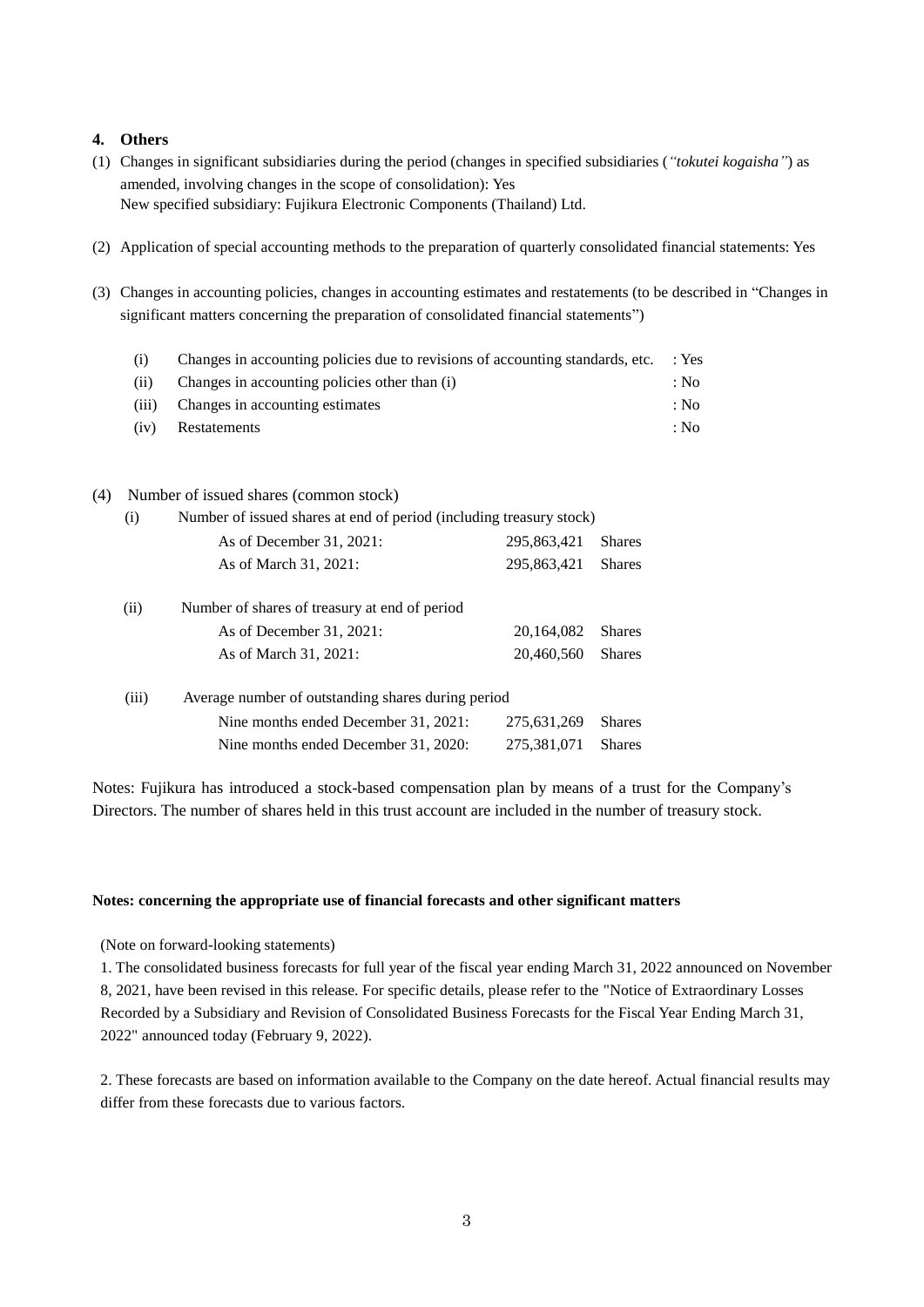## 4. Others

(1) Changes in significant subsidiaries during the period (changes in specified subsidiaries (*"tokutei kogaisha"*) as amended, involving changes in the scope of consolidation): Yes
New specified subsidiary: Fujikura Electronic Components (Thailand) Ltd.

(2) Application of special accounting methods to the preparation of quarterly consolidated financial statements: Yes

(3) Changes in accounting policies, changes in accounting estimates and restatements (to be described in "Changes in significant matters concerning the preparation of consolidated financial statements")

| | | |
|---|---|---|
| (i) | Changes in accounting policies due to revisions of accounting standards, etc. | : Yes |
| (ii) | Changes in accounting policies other than (i) | : No |
| (iii) | Changes in accounting estimates | : No |
| (iv) | Restatements | : No |

(4) Number of issued shares (common stock)

(i) Number of issued shares at end of period (including treasury stock)

| | | |
|---|---|---|
| As of December 31, 2021: | 295,863,421 | Shares |
| As of March 31, 2021: | 295,863,421 | Shares |

(ii) Number of shares of treasury at end of period

| | | |
|---|---|---|
| As of December 31, 2021: | 20,164,082 | Shares |
| As of March 31, 2021: | 20,460,560 | Shares |

(iii) Average number of outstanding shares during period

| | | |
|---|---|---|
| Nine months ended December 31, 2021: | 275,631,269 | Shares |
| Nine months ended December 31, 2020: | 275,381,071 | Shares |

Notes: Fujikura has introduced a stock-based compensation plan by means of a trust for the Company's Directors. The number of shares held in this trust account are included in the number of treasury stock.

**Notes: concerning the appropriate use of financial forecasts and other significant matters**

(Note on forward-looking statements)

1. The consolidated business forecasts for full year of the fiscal year ending March 31, 2022 announced on November 8, 2021, have been revised in this release. For specific details, please refer to the "Notice of Extraordinary Losses Recorded by a Subsidiary and Revision of Consolidated Business Forecasts for the Fiscal Year Ending March 31, 2022" announced today (February 9, 2022).

2. These forecasts are based on information available to the Company on the date hereof. Actual financial results may differ from these forecasts due to various factors.